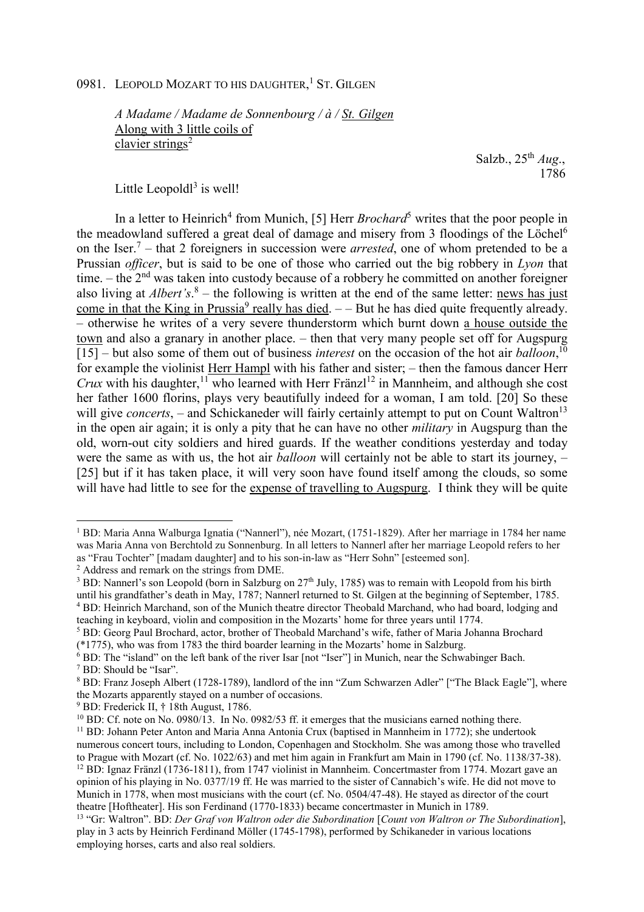0981. LEOPOLD MOZART TO HIS DAUGHTER,[1] ST. GILGEN

*A Madame / Madame de Sonnenbourg / à / St. Gilgen*
Along with 3 little coils of clavier strings[2]

Salzb., 25th *Aug*., 1786

Little Leopoldl[3] is well!

In a letter to Heinrich[4] from Munich, [5] Herr *Brochard*[5] writes that the poor people in the meadowland suffered a great deal of damage and misery from 3 floodings of the Löchel[6] on the Iser.[7] – that 2 foreigners in succession were *arrested*, one of whom pretended to be a Prussian *officer*, but is said to be one of those who carried out the big robbery in *Lyon* that time. – the 2nd was taken into custody because of a robbery he committed on another foreigner also living at *Albert's*.[8] – the following is written at the end of the same letter: news has just come in that the King in Prussia[9] really has died. – – But he has died quite frequently already. – otherwise he writes of a very severe thunderstorm which burnt down a house outside the town and also a granary in another place. – then that very many people set off for Augspurg [15] – but also some of them out of business *interest* on the occasion of the hot air *balloon*,[10] for example the violinist Herr Hampl with his father and sister; – then the famous dancer Herr *Crux* with his daughter,[11] who learned with Herr Fränzl[12] in Mannheim, and although she cost her father 1600 florins, plays very beautifully indeed for a woman, I am told. [20] So these will give *concerts*, – and Schickaneder will fairly certainly attempt to put on Count Waltron[13] in the open air again; it is only a pity that he can have no other *military* in Augspurg than the old, worn-out city soldiers and hired guards. If the weather conditions yesterday and today were the same as with us, the hot air *balloon* will certainly not be able to start its journey, – [25] but if it has taken place, it will very soon have found itself among the clouds, so some will have had little to see for the expense of travelling to Augspurg. I think they will be quite

---

[1] BD: Maria Anna Walburga Ignatia ("Nannerl"), née Mozart, (1751-1829). After her marriage in 1784 her name was Maria Anna von Berchtold zu Sonnenburg. In all letters to Nannerl after her marriage Leopold refers to her as "Frau Tochter" [madam daughter] and to his son-in-law as "Herr Sohn" [esteemed son].

[2] Address and remark on the strings from DME.

[3] BD: Nannerl's son Leopold (born in Salzburg on 27th July, 1785) was to remain with Leopold from his birth until his grandfather's death in May, 1787; Nannerl returned to St. Gilgen at the beginning of September, 1785.

[4] BD: Heinrich Marchand, son of the Munich theatre director Theobald Marchand, who had board, lodging and teaching in keyboard, violin and composition in the Mozarts' home for three years until 1774.

[5] BD: Georg Paul Brochard, actor, brother of Theobald Marchand's wife, father of Maria Johanna Brochard (*1775), who was from 1783 the third boarder learning in the Mozarts' home in Salzburg.

[6] BD: The "island" on the left bank of the river Isar [not "Iser"] in Munich, near the Schwabinger Bach.

[7] BD: Should be "Isar".

[8] BD: Franz Joseph Albert (1728-1789), landlord of the inn "Zum Schwarzen Adler" ["The Black Eagle"], where the Mozarts apparently stayed on a number of occasions.

[9] BD: Frederick II, † 18th August, 1786.

[10] BD: Cf. note on No. 0980/13. In No. 0982/53 ff. it emerges that the musicians earned nothing there.

[11] BD: Johann Peter Anton and Maria Anna Antonia Crux (baptised in Mannheim in 1772); she undertook numerous concert tours, including to London, Copenhagen and Stockholm. She was among those who travelled to Prague with Mozart (cf. No. 1022/63) and met him again in Frankfurt am Main in 1790 (cf. No. 1138/37-38).

[12] BD: Ignaz Fränzl (1736-1811), from 1747 violinist in Mannheim. Concertmaster from 1774. Mozart gave an opinion of his playing in No. 0377/19 ff. He was married to the sister of Cannabich's wife. He did not move to Munich in 1778, when most musicians with the court (cf. No. 0504/47-48). He stayed as director of the court theatre [Hoftheater]. His son Ferdinand (1770-1833) became concertmaster in Munich in 1789.

[13] "Gr: Waltron". BD: *Der Graf von Waltron oder die Subordination* [*Count von Waltron or The Subordination*], play in 3 acts by Heinrich Ferdinand Möller (1745-1798), performed by Schikaneder in various locations employing horses, carts and also real soldiers.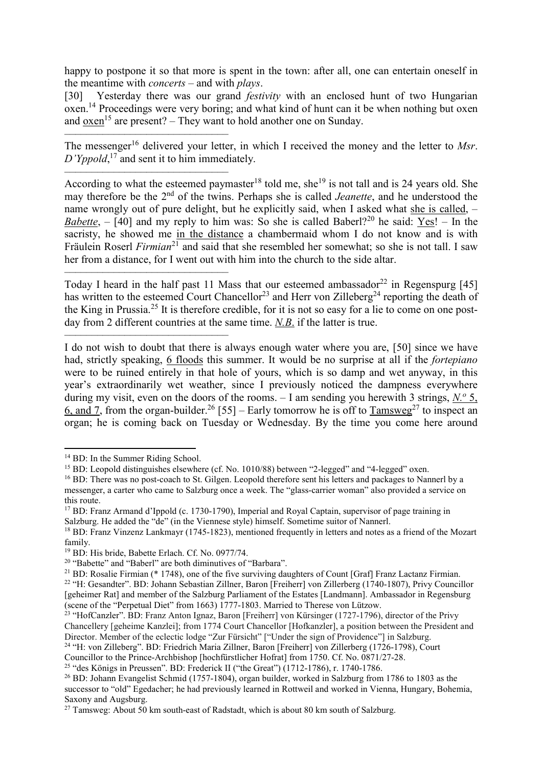happy to postpone it so that more is spent in the town: after all, one can entertain oneself in the meantime with *concerts* – and with *plays*.

[30] Yesterday there was our grand *festivity* with an enclosed hunt of two Hungarian oxen.[14] Proceedings were very boring; and what kind of hunt can it be when nothing but oxen and oxen[15] are present? – They want to hold another one on Sunday.

---

The messenger[16] delivered your letter, in which I received the money and the letter to *Msr*. *D'Yppold*,[17] and sent it to him immediately.

---

According to what the esteemed paymaster[18] told me, she[19] is not tall and is 24 years old. She may therefore be the 2nd of the twins. Perhaps she is called *Jeanette*, and he understood the name wrongly out of pure delight, but he explicitly said, when I asked what she is called, – *Babette*, – [40] and my reply to him was: So she is called Baberl?[20] he said: Yes! – In the sacristy, he showed me in the distance a chambermaid whom I do not know and is with Fräulein Roserl *Firmian*[21] and said that she resembled her somewhat; so she is not tall. I saw her from a distance, for I went out with him into the church to the side altar.

---

Today I heard in the half past 11 Mass that our esteemed ambassador[22] in Regenspurg [45] has written to the esteemed Court Chancellor[23] and Herr von Zilleberg[24] reporting the death of the King in Prussia.[25] It is therefore credible, for it is not so easy for a lie to come on one post-day from 2 different countries at the same time. *N.B.* if the latter is true.

---

I do not wish to doubt that there is always enough water where you are, [50] since we have had, strictly speaking, 6 floods this summer. It would be no surprise at all if the *fortepiano* were to be ruined entirely in that hole of yours, which is so damp and wet anyway, in this year's extraordinarily wet weather, since I previously noticed the dampness everywhere during my visit, even on the doors of the rooms. – I am sending you herewith 3 strings, *N.º* 5, 6, and 7, from the organ-builder.[26] [55] – Early tomorrow he is off to Tamsweg[27] to inspect an organ; he is coming back on Tuesday or Wednesday. By the time you come here around

---

[14] BD: In the Summer Riding School.

[15] BD: Leopold distinguishes elsewhere (cf. No. 1010/88) between "2-legged" and "4-legged" oxen.

[16] BD: There was no post-coach to St. Gilgen. Leopold therefore sent his letters and packages to Nannerl by a messenger, a carter who came to Salzburg once a week. The "glass-carrier woman" also provided a service on this route.

[17] BD: Franz Armand d'Ippold (c. 1730-1790), Imperial and Royal Captain, supervisor of page training in Salzburg. He added the "de" (in the Viennese style) himself. Sometime suitor of Nannerl.

[18] BD: Franz Vinzenz Lankmayr (1745-1823), mentioned frequently in letters and notes as a friend of the Mozart family.

[19] BD: His bride, Babette Erlach. Cf. No. 0977/74.

[20] "Babette" and "Baberl" are both diminutives of "Barbara".

[21] BD: Rosalie Firmian (* 1748), one of the five surviving daughters of Count [Graf] Franz Lactanz Firmian.

[22] "H: Gesandter". BD: Johann Sebastian Zillner, Baron [Freiherr] von Zillerberg (1740-1807), Privy Councillor [geheimer Rat] and member of the Salzburg Parliament of the Estates [Landmann]. Ambassador in Regensburg (scene of the "Perpetual Diet" from 1663) 1777-1803. Married to Therese von Lützow.

[23] "HofCanzler". BD: Franz Anton Ignaz, Baron [Freiherr] von Kürsinger (1727-1796), director of the Privy Chancellery [geheime Kanzlei]; from 1774 Court Chancellor [Hofkanzler], a position between the President and Director. Member of the eclectic lodge "Zur Fürsicht" ["Under the sign of Providence"] in Salzburg.

[24] "H: von Zilleberg". BD: Friedrich Maria Zillner, Baron [Freiherr] von Zillerberg (1726-1798), Court Councillor to the Prince-Archbishop [hochfürstlicher Hofrat] from 1750. Cf. No. 0871/27-28.

[25] "des Königs in Preussen". BD: Frederick II ("the Great") (1712-1786), r. 1740-1786.

[26] BD: Johann Evangelist Schmid (1757-1804), organ builder, worked in Salzburg from 1786 to 1803 as the successor to "old" Egedacher; he had previously learned in Rottweil and worked in Vienna, Hungary, Bohemia, Saxony and Augsburg.

[27] Tamsweg: About 50 km south-east of Radstadt, which is about 80 km south of Salzburg.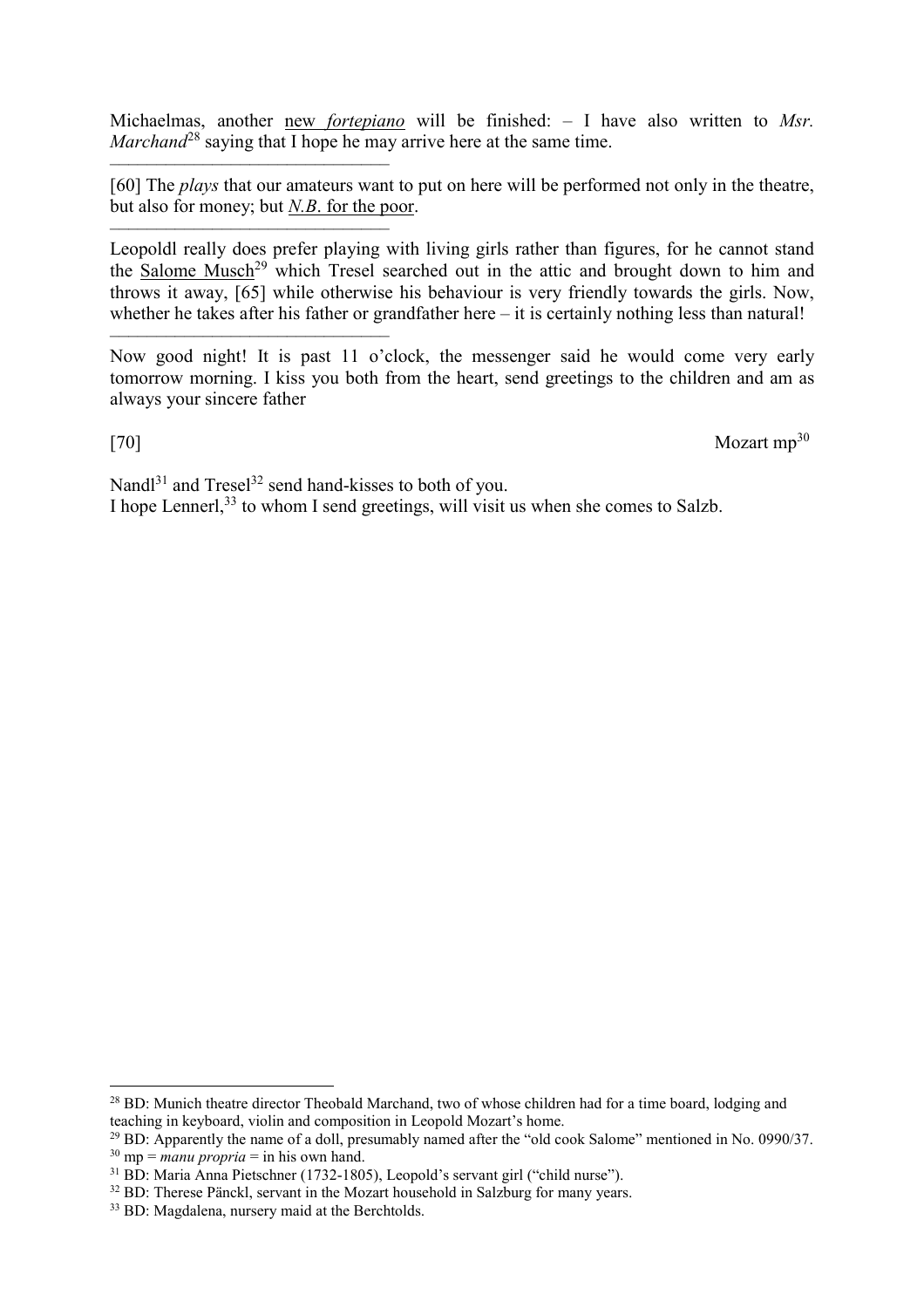Michaelmas, another new *fortepiano* will be finished: – I have also written to *Msr. Marchand*[28] saying that I hope he may arrive here at the same time.

---

[60] The *plays* that our amateurs want to put on here will be performed not only in the theatre, but also for money; but *N.B*. for the poor.

---

Leopoldl really does prefer playing with living girls rather than figures, for he cannot stand the Salome Musch[29] which Tresel searched out in the attic and brought down to him and throws it away, [65] while otherwise his behaviour is very friendly towards the girls. Now, whether he takes after his father or grandfather here – it is certainly nothing less than natural!

---

Now good night! It is past 11 o'clock, the messenger said he would come very early tomorrow morning. I kiss you both from the heart, send greetings to the children and am as always your sincere father

[70] Mozart mp[30]

Nandl[31] and Tresel[32] send hand-kisses to both of you.
I hope Lennerl,[33] to whom I send greetings, will visit us when she comes to Salzb.

---

[28] BD: Munich theatre director Theobald Marchand, two of whose children had for a time board, lodging and teaching in keyboard, violin and composition in Leopold Mozart's home.
[29] BD: Apparently the name of a doll, presumably named after the "old cook Salome" mentioned in No. 0990/37.
[30] mp = *manu propria* = in his own hand.
[31] BD: Maria Anna Pietschner (1732-1805), Leopold's servant girl ("child nurse").
[32] BD: Therese Pänckl, servant in the Mozart household in Salzburg for many years.
[33] BD: Magdalena, nursery maid at the Berchtolds.